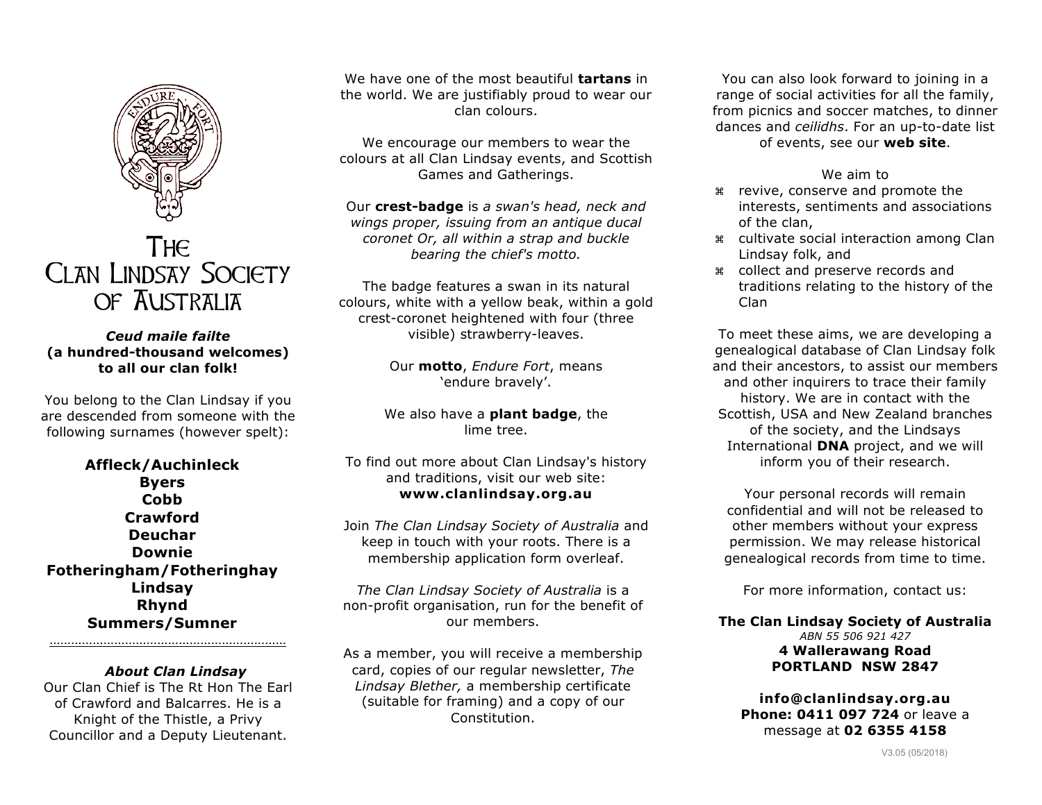# The Clan Lindsay Society of Australia

***Ceud maile failte***
**(a hundred-thousand welcomes) to all our clan folk!**

You belong to the Clan Lindsay if you are descended from someone with the following surnames (however spelt):

**Affleck/Auchinleck**
**Byers**
**Cobb**
**Crawford**
**Deuchar**
**Downie**
**Fotheringham/Fotheringhay**
**Lindsay**
**Rhynd**
**Summers/Sumner**

---

***About Clan Lindsay***

Our Clan Chief is The Rt Hon The Earl of Crawford and Balcarres. He is a Knight of the Thistle, a Privy Councillor and a Deputy Lieutenant.

We have one of the most beautiful **tartans** in the world. We are justifiably proud to wear our clan colours.

We encourage our members to wear the colours at all Clan Lindsay events, and Scottish Games and Gatherings.

Our **crest-badge** is *a swan's head, neck and wings proper, issuing from an antique ducal coronet Or, all within a strap and buckle bearing the chief's motto.*

The badge features a swan in its natural colours, white with a yellow beak, within a gold crest-coronet heightened with four (three visible) strawberry-leaves.

Our **motto**, *Endure Fort*, means 'endure bravely'.

We also have a **plant badge**, the lime tree.

To find out more about Clan Lindsay's history and traditions, visit our web site: **www.clanlindsay.org.au**

Join *The Clan Lindsay Society of Australia* and keep in touch with your roots. There is a membership application form overleaf.

*The Clan Lindsay Society of Australia* is a non-profit organisation, run for the benefit of our members.

As a member, you will receive a membership card, copies of our regular newsletter, *The Lindsay Blether,* a membership certificate (suitable for framing) and a copy of our Constitution.

You can also look forward to joining in a range of social activities for all the family, from picnics and soccer matches, to dinner dances and *ceilidhs*. For an up-to-date list of events, see our **web site**.

We aim to

- revive, conserve and promote the interests, sentiments and associations of the clan,
- cultivate social interaction among Clan Lindsay folk, and
- collect and preserve records and traditions relating to the history of the Clan

To meet these aims, we are developing a genealogical database of Clan Lindsay folk and their ancestors, to assist our members and other inquirers to trace their family history. We are in contact with the Scottish, USA and New Zealand branches of the society, and the Lindsays International **DNA** project, and we will inform you of their research.

Your personal records will remain confidential and will not be released to other members without your express permission. We may release historical genealogical records from time to time.

For more information, contact us:

**The Clan Lindsay Society of Australia**
*ABN 55 506 921 427*
**4 Wallerawang Road**
**PORTLAND NSW 2847**

**info@clanlindsay.org.au**
**Phone: 0411 097 724** or leave a message at **02 6355 4158**

V3.05 (05/2018)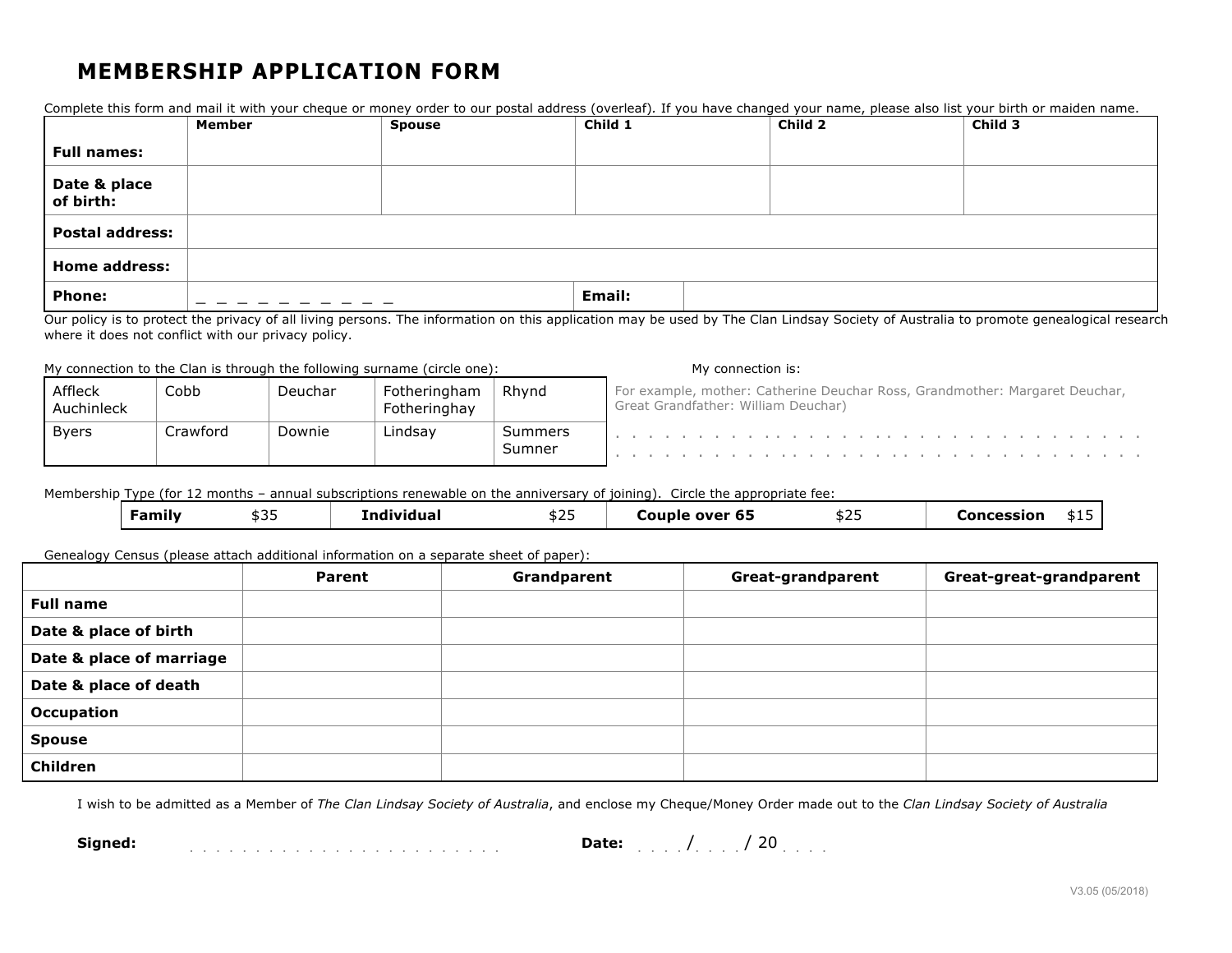# MEMBERSHIP APPLICATION FORM

Complete this form and mail it with your cheque or money order to our postal address (overleaf). If you have changed your name, please also list your birth or maiden name.

| | Member | Spouse | Child 1 | Child 2 | Child 3 |
|---|---|---|---|---|---|
| **Full names:** | | | | | |
| **Date & place of birth:** | | | | | |
| **Postal address:** | | | | | |
| **Home address:** | | | | | |
| **Phone:** | _ _ _ _ _ _ _ _ _ _ _ _ | | **Email:** | | |

Our policy is to protect the privacy of all living persons. The information on this application may be used by The Clan Lindsay Society of Australia to promote genealogical research where it does not conflict with our privacy policy.

My connection to the Clan is through the following surname (circle one):

| | | | | |
|---|---|---|---|---|
| Affleck Auchinleck | Cobb | Deuchar | Fotheringham Fotheringhay | Rhynd |
| Byers | Crawford | Downie | Lindsay | Summers Sumner |

My connection is:

For example, mother: Catherine Deuchar Ross, Grandmother: Margaret Deuchar, Great Grandfather: William Deuchar)

. . . . . . . . . . . . . . . . . . . . . . . . . . . . . . . . . . .

. . . . . . . . . . . . . . . . . . . . . . . . . . . . . . . . . . .

Membership Type (for 12 months – annual subscriptions renewable on the anniversary of joining). Circle the appropriate fee:

| | | | | | | | |
|---|---|---|---|---|---|---|---|
| **Family** | $35 | **Individual** | $25 | **Couple over 65** | $25 | **Concession** | $15 |

Genealogy Census (please attach additional information on a separate sheet of paper):

| | Parent | Grandparent | Great-grandparent | Great-great-grandparent |
|---|---|---|---|---|
| **Full name** | | | | |
| **Date & place of birth** | | | | |
| **Date & place of marriage** | | | | |
| **Date & place of death** | | | | |
| **Occupation** | | | | |
| **Spouse** | | | | |
| **Children** | | | | |

I wish to be admitted as a Member of *The Clan Lindsay Society of Australia*, and enclose my Cheque/Money Order made out to the *Clan Lindsay Society of Australia*

**Signed:** . . . . . . . . . . . . . . . . . . . . . . . . . **Date:** . . . . / . . . . / 20 . . . .

V3.05 (05/2018)